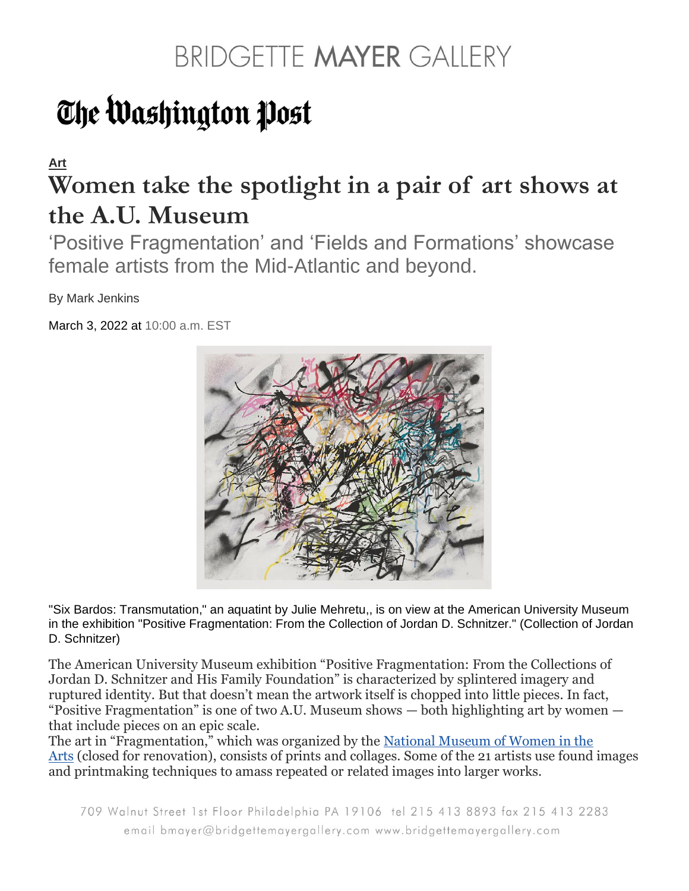BRIDGETTE MAYER GALLERY

The Washington Post

**Art**

# Women take the spotlight in a pair of art shows at the A.U. Museum

## 'Positive Fragmentation' and 'Fields and Formations' showcase female artists from the Mid-Atlantic and beyond.

By Mark Jenkins

March 3, 2022 at 10:00 a.m. EST

"Six Bardos: Transmutation," an aquatint by Julie Mehretu,, is on view at the American University Museum in the exhibition "Positive Fragmentation: From the Collection of Jordan D. Schnitzer." (Collection of Jordan D. Schnitzer)

The American University Museum exhibition "Positive Fragmentation: From the Collections of Jordan D. Schnitzer and His Family Foundation" is characterized by splintered imagery and ruptured identity. But that doesn't mean the artwork itself is chopped into little pieces. In fact, "Positive Fragmentation" is one of two A.U. Museum shows — both highlighting art by women — that include pieces on an epic scale.

The art in "Fragmentation," which was organized by the National Museum of Women in the Arts (closed for renovation), consists of prints and collages. Some of the 21 artists use found images and printmaking techniques to amass repeated or related images into larger works.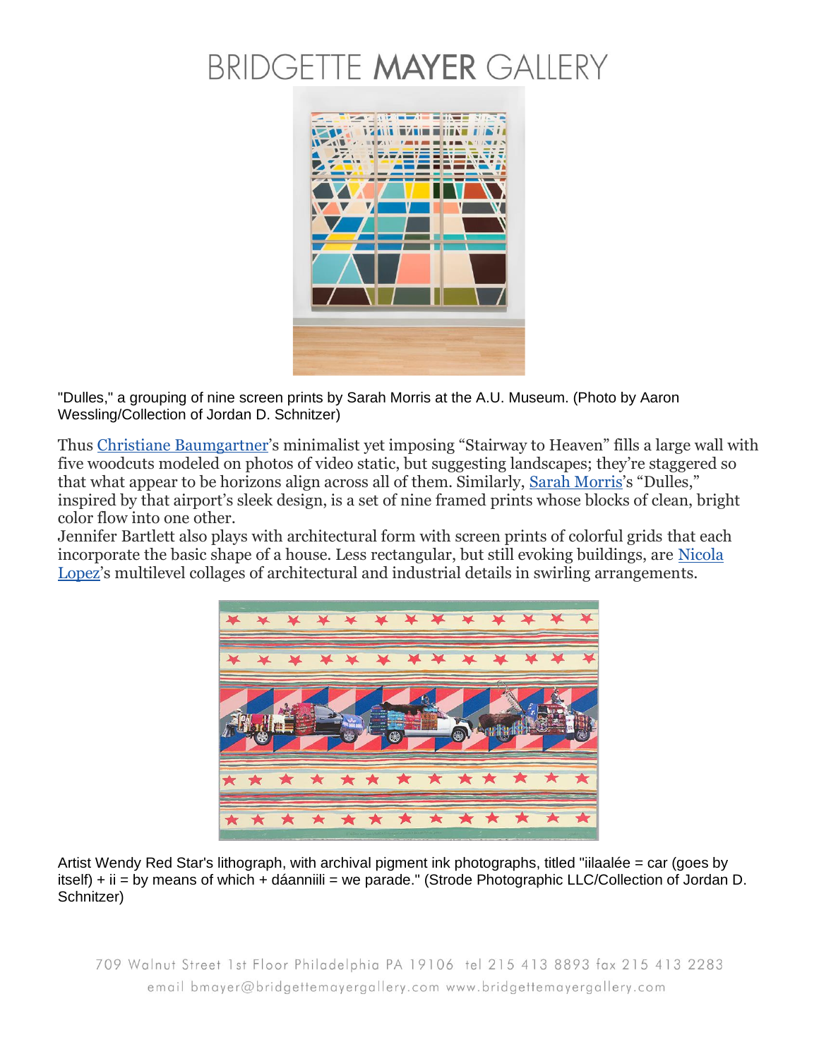"Dulles," a grouping of nine screen prints by Sarah Morris at the A.U. Museum. (Photo by Aaron Wessling/Collection of Jordan D. Schnitzer)

Thus Christiane Baumgartner's minimalist yet imposing "Stairway to Heaven" fills a large wall with five woodcuts modeled on photos of video static, but suggesting landscapes; they're staggered so that what appear to be horizons align across all of them. Similarly, Sarah Morris's "Dulles," inspired by that airport's sleek design, is a set of nine framed prints whose blocks of clean, bright color flow into one other.

Jennifer Bartlett also plays with architectural form with screen prints of colorful grids that each incorporate the basic shape of a house. Less rectangular, but still evoking buildings, are Nicola Lopez's multilevel collages of architectural and industrial details in swirling arrangements.

Artist Wendy Red Star's lithograph, with archival pigment ink photographs, titled "iilaalée = car (goes by itself) + ii = by means of which + dáanniili = we parade." (Strode Photographic LLC/Collection of Jordan D. Schnitzer)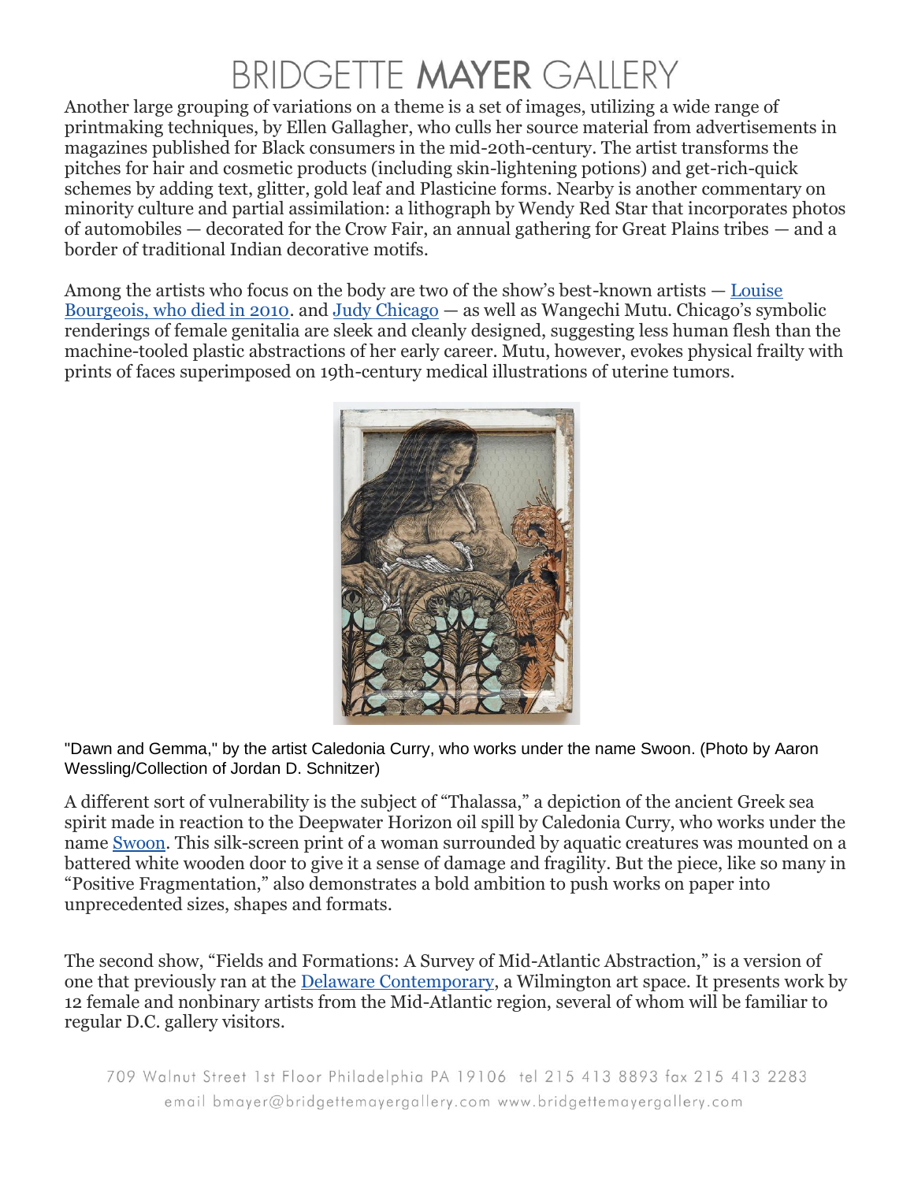Another large grouping of variations on a theme is a set of images, utilizing a wide range of printmaking techniques, by Ellen Gallagher, who culls her source material from advertisements in magazines published for Black consumers in the mid-20th-century. The artist transforms the pitches for hair and cosmetic products (including skin-lightening potions) and get-rich-quick schemes by adding text, glitter, gold leaf and Plasticine forms. Nearby is another commentary on minority culture and partial assimilation: a lithograph by Wendy Red Star that incorporates photos of automobiles — decorated for the Crow Fair, an annual gathering for Great Plains tribes — and a border of traditional Indian decorative motifs.

Among the artists who focus on the body are two of the show's best-known artists — Louise Bourgeois, who died in 2010. and Judy Chicago — as well as Wangechi Mutu. Chicago's symbolic renderings of female genitalia are sleek and cleanly designed, suggesting less human flesh than the machine-tooled plastic abstractions of her early career. Mutu, however, evokes physical frailty with prints of faces superimposed on 19th-century medical illustrations of uterine tumors.

"Dawn and Gemma," by the artist Caledonia Curry, who works under the name Swoon. (Photo by Aaron Wessling/Collection of Jordan D. Schnitzer)

A different sort of vulnerability is the subject of "Thalassa," a depiction of the ancient Greek sea spirit made in reaction to the Deepwater Horizon oil spill by Caledonia Curry, who works under the name Swoon. This silk-screen print of a woman surrounded by aquatic creatures was mounted on a battered white wooden door to give it a sense of damage and fragility. But the piece, like so many in "Positive Fragmentation," also demonstrates a bold ambition to push works on paper into unprecedented sizes, shapes and formats.

The second show, "Fields and Formations: A Survey of Mid-Atlantic Abstraction," is a version of one that previously ran at the Delaware Contemporary, a Wilmington art space. It presents work by 12 female and nonbinary artists from the Mid-Atlantic region, several of whom will be familiar to regular D.C. gallery visitors.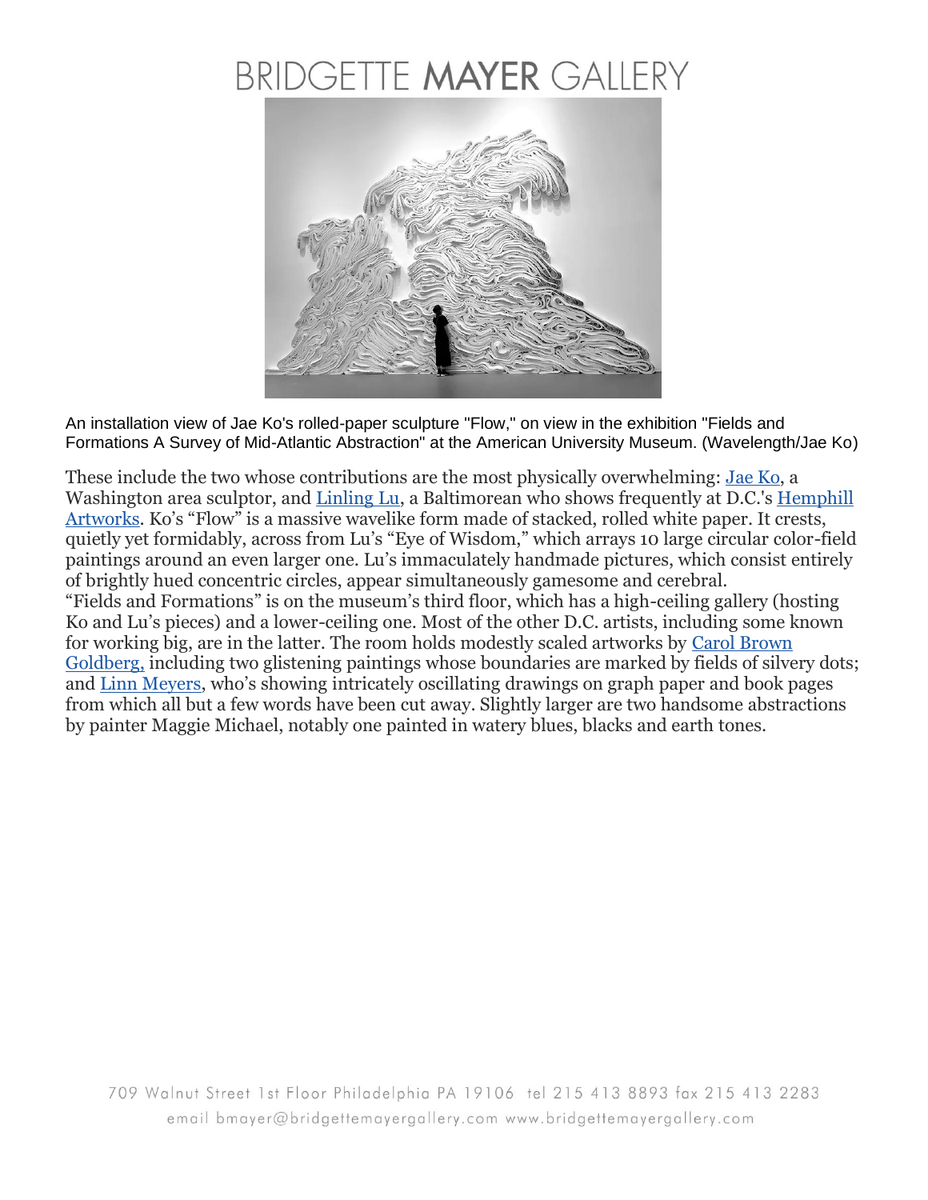An installation view of Jae Ko's rolled-paper sculpture "Flow," on view in the exhibition "Fields and Formations A Survey of Mid-Atlantic Abstraction" at the American University Museum. (Wavelength/Jae Ko)

These include the two whose contributions are the most physically overwhelming: Jae Ko, a Washington area sculptor, and Linling Lu, a Baltimorean who shows frequently at D.C.'s Hemphill Artworks. Ko's "Flow" is a massive wavelike form made of stacked, rolled white paper. It crests, quietly yet formidably, across from Lu's "Eye of Wisdom," which arrays 10 large circular color-field paintings around an even larger one. Lu's immaculately handmade pictures, which consist entirely of brightly hued concentric circles, appear simultaneously gamesome and cerebral.

"Fields and Formations" is on the museum's third floor, which has a high-ceiling gallery (hosting Ko and Lu's pieces) and a lower-ceiling one. Most of the other D.C. artists, including some known for working big, are in the latter. The room holds modestly scaled artworks by Carol Brown Goldberg, including two glistening paintings whose boundaries are marked by fields of silvery dots; and Linn Meyers, who's showing intricately oscillating drawings on graph paper and book pages from which all but a few words have been cut away. Slightly larger are two handsome abstractions by painter Maggie Michael, notably one painted in watery blues, blacks and earth tones.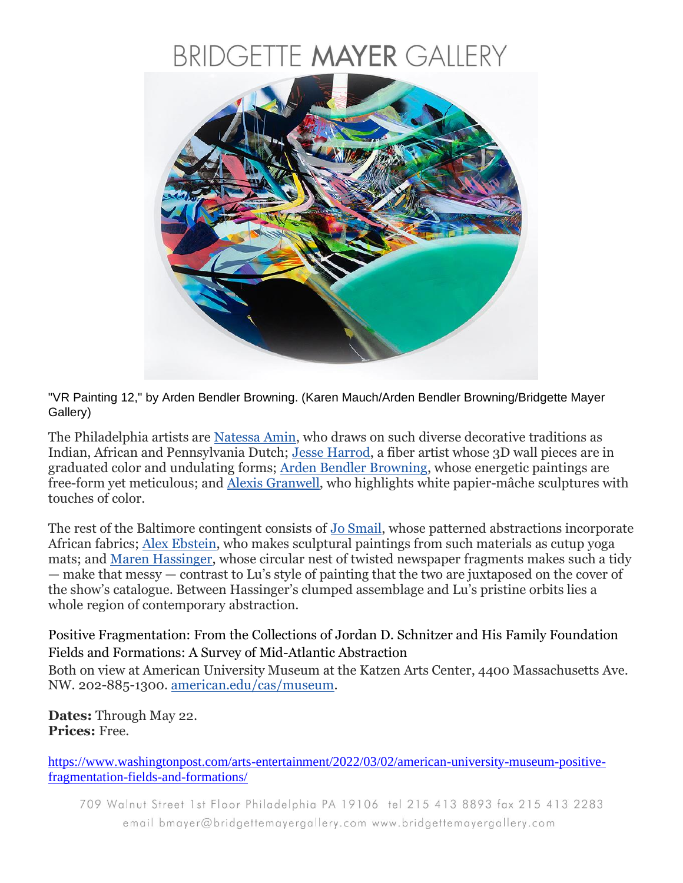"VR Painting 12," by Arden Bendler Browning. (Karen Mauch/Arden Bendler Browning/Bridgette Mayer Gallery)

The Philadelphia artists are Natessa Amin, who draws on such diverse decorative traditions as Indian, African and Pennsylvania Dutch; Jesse Harrod, a fiber artist whose 3D wall pieces are in graduated color and undulating forms; Arden Bendler Browning, whose energetic paintings are free-form yet meticulous; and Alexis Granwell, who highlights white papier-mâche sculptures with touches of color.

The rest of the Baltimore contingent consists of Jo Smail, whose patterned abstractions incorporate African fabrics; Alex Ebstein, who makes sculptural paintings from such materials as cutup yoga mats; and Maren Hassinger, whose circular nest of twisted newspaper fragments makes such a tidy — make that messy — contrast to Lu's style of painting that the two are juxtaposed on the cover of the show's catalogue. Between Hassinger's clumped assemblage and Lu's pristine orbits lies a whole region of contemporary abstraction.

Positive Fragmentation: From the Collections of Jordan D. Schnitzer and His Family Foundation
Fields and Formations: A Survey of Mid-Atlantic Abstraction
Both on view at American University Museum at the Katzen Arts Center, 4400 Massachusetts Ave. NW. 202-885-1300. american.edu/cas/museum.

**Dates:** Through May 22.
**Prices:** Free.

https://www.washingtonpost.com/arts-entertainment/2022/03/02/american-university-museum-positive-fragmentation-fields-and-formations/